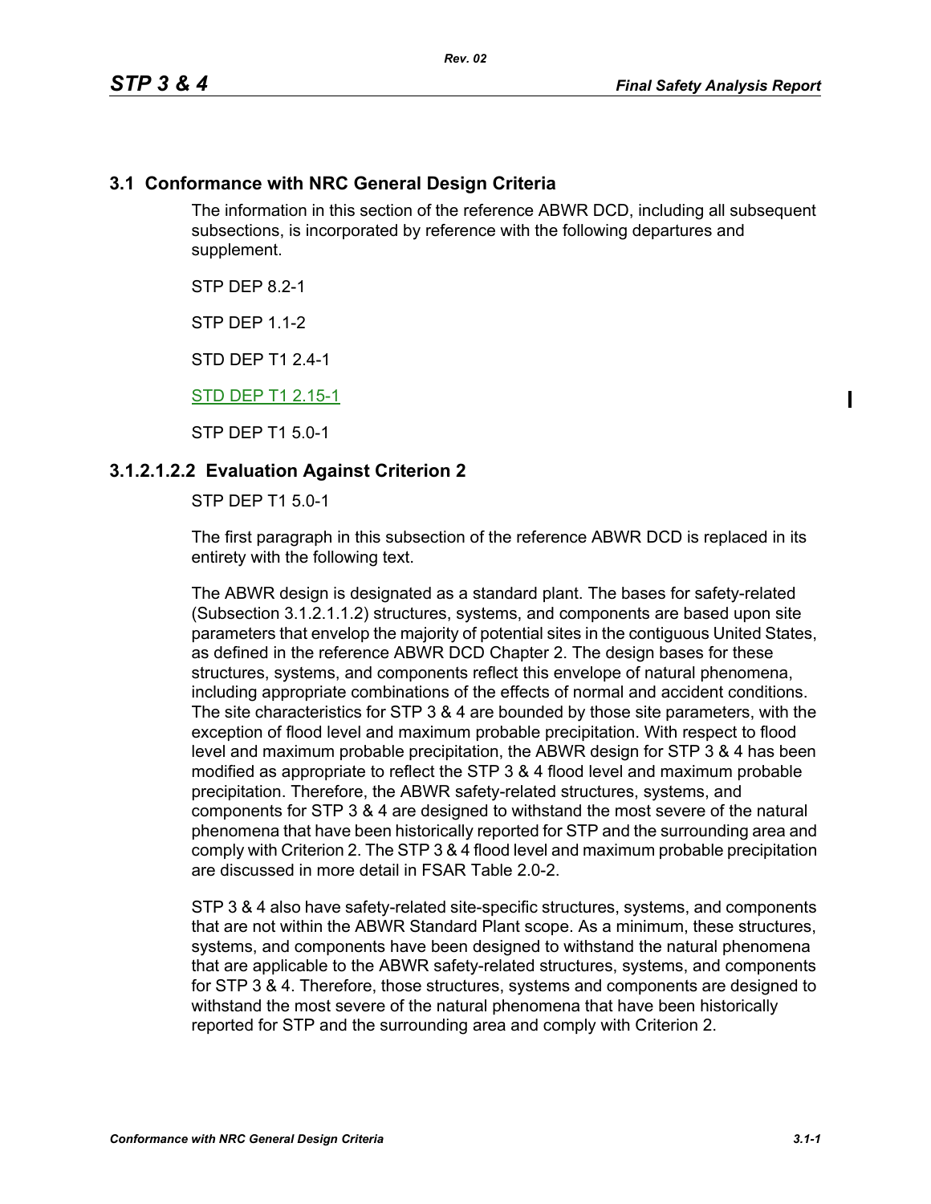## 3.1 Conformance with NRC General Design Criteria

The information in this section of the reference ABWR DCD, including all subsequent subsections, is incorporated by reference with the following departures and supplement.

STP DEP 8.2-1

STP DEP 1.1-2

STD DEP T1 2.4-1

STD DEP T1 2.15-1

STP DEP T1 5.0-1

### 3.1.2.1.2.2 Evaluation Against Criterion 2

STP DEP T1 5.0-1

The first paragraph in this subsection of the reference ABWR DCD is replaced in its entirety with the following text.

The ABWR design is designated as a standard plant. The bases for safety-related (Subsection 3.1.2.1.1.2) structures, systems, and components are based upon site parameters that envelop the majority of potential sites in the contiguous United States, as defined in the reference ABWR DCD Chapter 2. The design bases for these structures, systems, and components reflect this envelope of natural phenomena, including appropriate combinations of the effects of normal and accident conditions. The site characteristics for STP 3 & 4 are bounded by those site parameters, with the exception of flood level and maximum probable precipitation. With respect to flood level and maximum probable precipitation, the ABWR design for STP 3 & 4 has been modified as appropriate to reflect the STP 3 & 4 flood level and maximum probable precipitation. Therefore, the ABWR safety-related structures, systems, and components for STP 3 & 4 are designed to withstand the most severe of the natural phenomena that have been historically reported for STP and the surrounding area and comply with Criterion 2. The STP 3 & 4 flood level and maximum probable precipitation are discussed in more detail in FSAR Table 2.0-2.

STP 3 & 4 also have safety-related site-specific structures, systems, and components that are not within the ABWR Standard Plant scope. As a minimum, these structures, systems, and components have been designed to withstand the natural phenomena that are applicable to the ABWR safety-related structures, systems, and components for STP 3 & 4. Therefore, those structures, systems and components are designed to withstand the most severe of the natural phenomena that have been historically reported for STP and the surrounding area and comply with Criterion 2.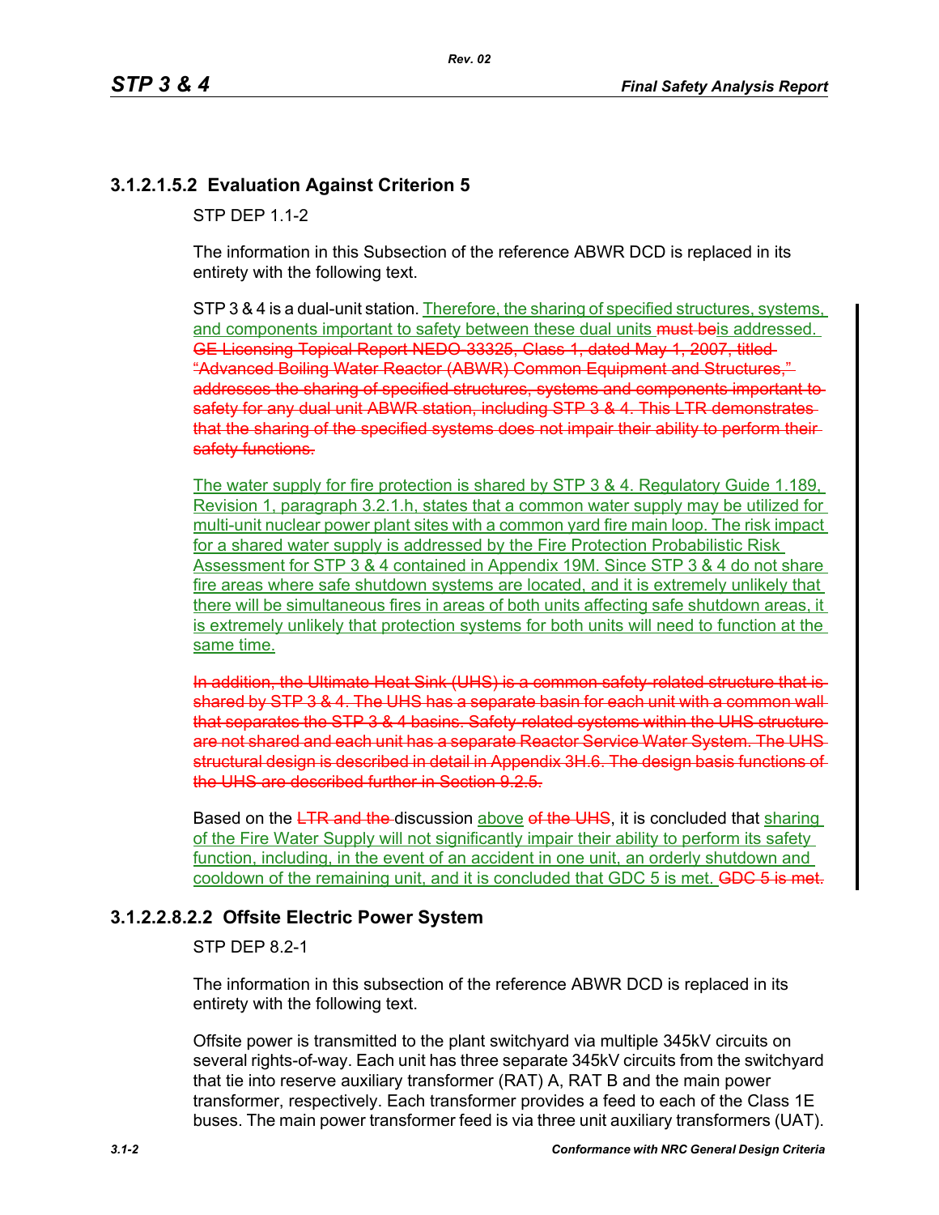### 3.1.2.1.5.2 Evaluation Against Criterion 5

STP DEP 1.1-2

The information in this Subsection of the reference ABWR DCD is replaced in its entirety with the following text.

STP 3 & 4 is a dual-unit station. Therefore, the sharing of specified structures, systems, and components important to safety between these dual units ~~must be~~is addressed. ~~GE Licensing Topical Report NEDO-33325, Class 1, dated May 1, 2007, titled "Advanced Boiling Water Reactor (ABWR) Common Equipment and Structures," addresses the sharing of specified structures, systems and components important to safety for any dual unit ABWR station, including STP 3 & 4. This LTR demonstrates that the sharing of the specified systems does not impair their ability to perform their safety functions.~~

The water supply for fire protection is shared by STP 3 & 4. Regulatory Guide 1.189, Revision 1, paragraph 3.2.1.h, states that a common water supply may be utilized for multi-unit nuclear power plant sites with a common yard fire main loop. The risk impact for a shared water supply is addressed by the Fire Protection Probabilistic Risk Assessment for STP 3 & 4 contained in Appendix 19M. Since STP 3 & 4 do not share fire areas where safe shutdown systems are located, and it is extremely unlikely that there will be simultaneous fires in areas of both units affecting safe shutdown areas, it is extremely unlikely that protection systems for both units will need to function at the same time.

~~In addition, the Ultimate Heat Sink (UHS) is a common safety-related structure that is shared by STP 3 & 4. The UHS has a separate basin for each unit with a common wall that separates the STP 3 & 4 basins. Safety-related systems within the UHS structure are not shared and each unit has a separate Reactor Service Water System. The UHS structural design is described in detail in Appendix 3H.6. The design basis functions of the UHS are described further in Section 9.2.5.~~

Based on the ~~LTR and the~~ discussion above ~~of the UHS~~, it is concluded that sharing of the Fire Water Supply will not significantly impair their ability to perform its safety function, including, in the event of an accident in one unit, an orderly shutdown and cooldown of the remaining unit, and it is concluded that GDC 5 is met. ~~GDC 5 is met.~~

### 3.1.2.2.8.2.2 Offsite Electric Power System

STP DEP 8.2-1

The information in this subsection of the reference ABWR DCD is replaced in its entirety with the following text.

Offsite power is transmitted to the plant switchyard via multiple 345kV circuits on several rights-of-way. Each unit has three separate 345kV circuits from the switchyard that tie into reserve auxiliary transformer (RAT) A, RAT B and the main power transformer, respectively. Each transformer provides a feed to each of the Class 1E buses. The main power transformer feed is via three unit auxiliary transformers (UAT).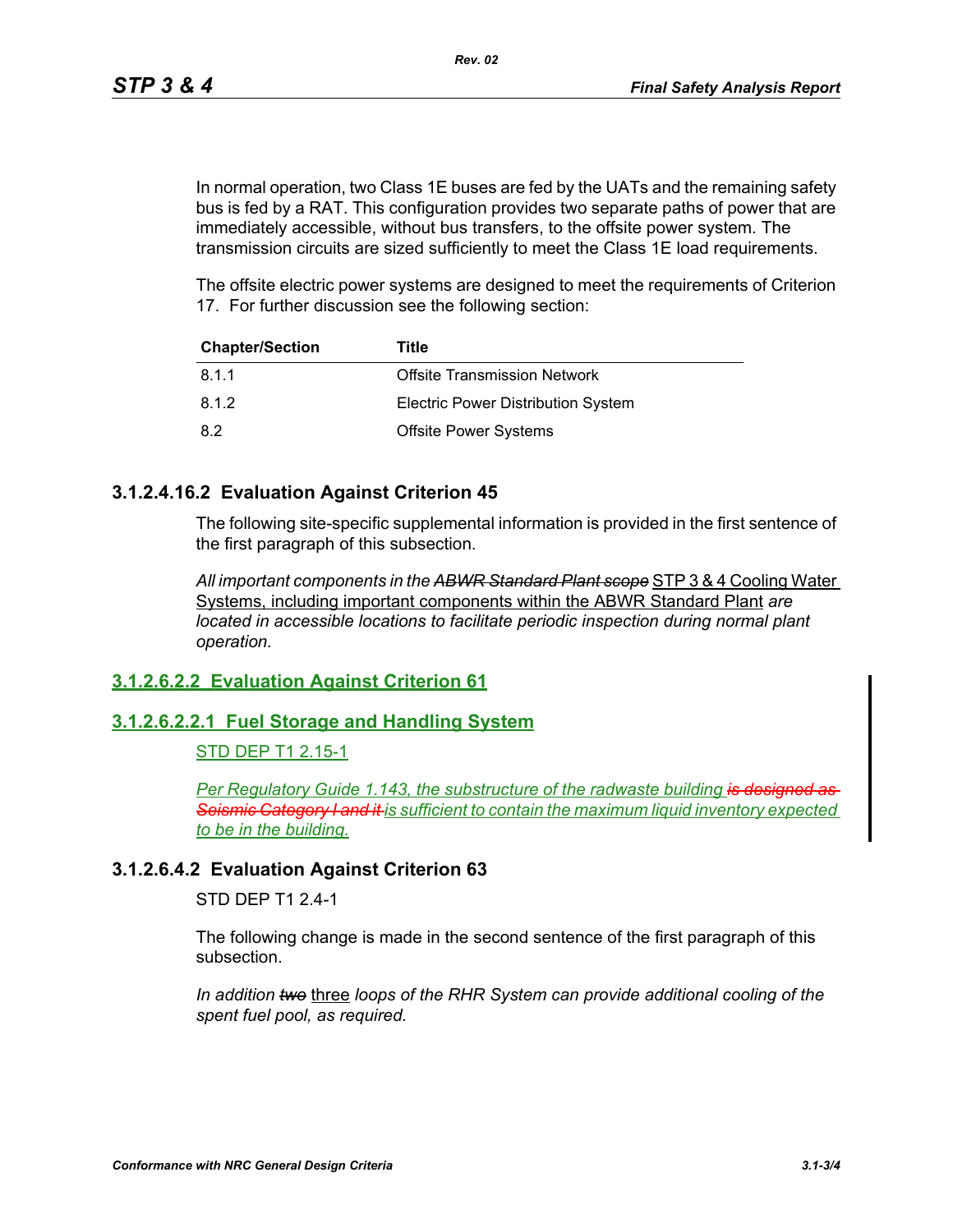In normal operation, two Class 1E buses are fed by the UATs and the remaining safety bus is fed by a RAT. This configuration provides two separate paths of power that are immediately accessible, without bus transfers, to the offsite power system. The transmission circuits are sized sufficiently to meet the Class 1E load requirements.

The offsite electric power systems are designed to meet the requirements of Criterion 17. For further discussion see the following section:

| Chapter/Section | Title |
|---|---|
| 8.1.1 | Offsite Transmission Network |
| 8.1.2 | Electric Power Distribution System |
| 8.2 | Offsite Power Systems |

### 3.1.2.4.16.2 Evaluation Against Criterion 45

The following site-specific supplemental information is provided in the first sentence of the first paragraph of this subsection.

*All important components in the ~~ABWR Standard Plant scope~~* STP 3 & 4 Cooling Water Systems, including important components within the ABWR Standard Plant *are located in accessible locations to facilitate periodic inspection during normal plant operation.*

### 3.1.2.6.2.2 Evaluation Against Criterion 61

### 3.1.2.6.2.2.1 Fuel Storage and Handling System

STD DEP T1 2.15-1

*Per Regulatory Guide 1.143, the substructure of the radwaste building ~~is designed as Seismic Category I and it~~ is sufficient to contain the maximum liquid inventory expected to be in the building.*

### 3.1.2.6.4.2 Evaluation Against Criterion 63

STD DEP T1 2.4-1

The following change is made in the second sentence of the first paragraph of this subsection.

*In addition ~~two~~* three *loops of the RHR System can provide additional cooling of the spent fuel pool, as required.*